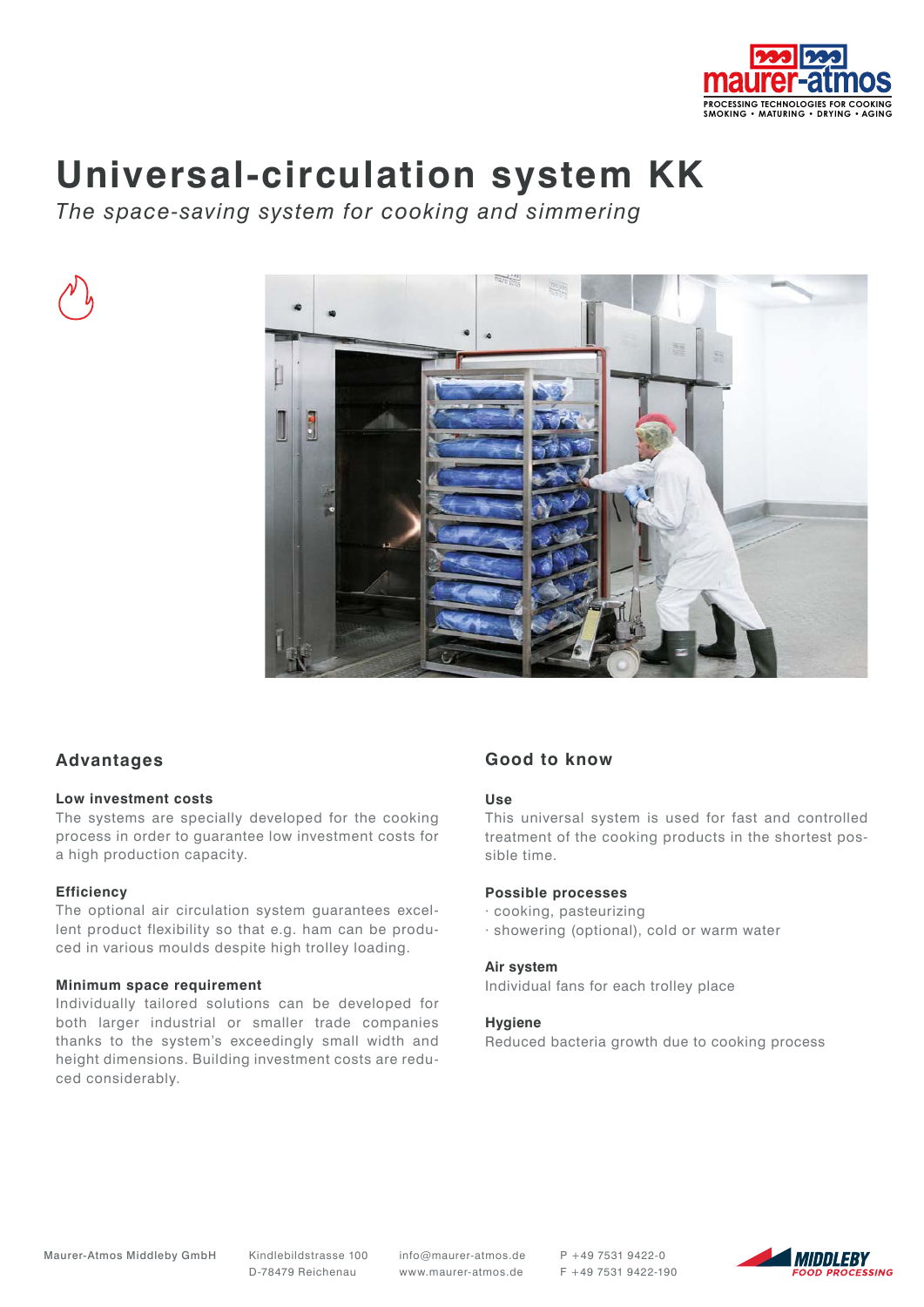# Universal-circulation system KK

*The space-saving system for cooking and simmering*

## Advantages

### Low investment costs

The systems are specially developed for the cooking process in order to guarantee low investment costs for a high production capacity.

### Efficiency

The optional air circulation system guarantees excellent product flexibility so that e.g. ham can be produced in various moulds despite high trolley loading.

### Minimum space requirement

Individually tailored solutions can be developed for both larger industrial or smaller trade companies thanks to the system's exceedingly small width and height dimensions. Building investment costs are reduced considerably.

## Good to know

### Use

This universal system is used for fast and controlled treatment of the cooking products in the shortest possible time.

### Possible processes

· cooking, pasteurizing
· showering (optional), cold or warm water

### Air system

Individual fans for each trolley place

### Hygiene

Reduced bacteria growth due to cooking process

Maurer-Atmos Middleby GmbH
Kindlebildstrasse 100
D-78479 Reichenau
info@maurer-atmos.de
www.maurer-atmos.de
P +49 7531 9422-0
F +49 7531 9422-190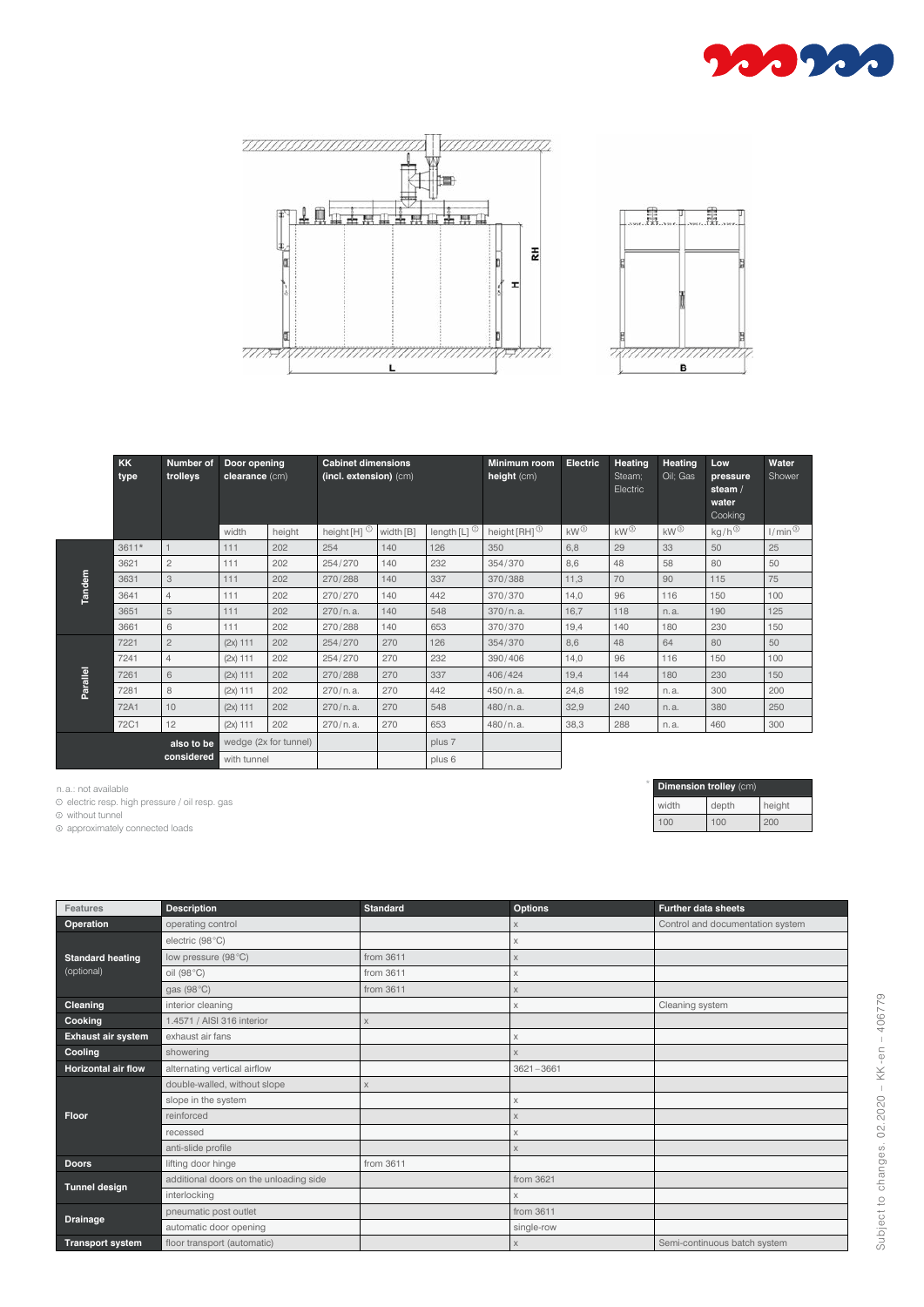RH

H

L

B

| | KK type | Number of trolleys | Door opening clearance (cm) | | Cabinet dimensions (incl. extension) (cm) | | | Minimum room height (cm) | Electric | Heating Steam; Electric | Heating Oil; Gas | Low pressure steam / water Cooking | Water Shower |
|---|---|---|---|---|---|---|---|---|---|---|---|---|---|
| | | | width | height | height [H] ① | width [B] | length [L] ② | height [RH] ① | kW③ | kW③ | kW③ | kg/h③ | l/min③ |
| Tandem | 3611* | 1 | 111 | 202 | 254 | 140 | 126 | 350 | 6,8 | 29 | 33 | 50 | 25 |
| Tandem | 3621 | 2 | 111 | 202 | 254/270 | 140 | 232 | 354/370 | 8,6 | 48 | 58 | 80 | 50 |
| Tandem | 3631 | 3 | 111 | 202 | 270/288 | 140 | 337 | 370/388 | 11,3 | 70 | 90 | 115 | 75 |
| Tandem | 3641 | 4 | 111 | 202 | 270/270 | 140 | 442 | 370/370 | 14,0 | 96 | 116 | 150 | 100 |
| Tandem | 3651 | 5 | 111 | 202 | 270/n.a. | 140 | 548 | 370/n.a. | 16,7 | 118 | n.a. | 190 | 125 |
| Tandem | 3661 | 6 | 111 | 202 | 270/288 | 140 | 653 | 370/370 | 19,4 | 140 | 180 | 230 | 150 |
| Parallel | 7221 | 2 | (2x) 111 | 202 | 254/270 | 270 | 126 | 354/370 | 8,6 | 48 | 64 | 80 | 50 |
| Parallel | 7241 | 4 | (2x) 111 | 202 | 254/270 | 270 | 232 | 390/406 | 14,0 | 96 | 116 | 150 | 100 |
| Parallel | 7261 | 6 | (2x) 111 | 202 | 270/288 | 270 | 337 | 406/424 | 19,4 | 144 | 180 | 230 | 150 |
| Parallel | 7281 | 8 | (2x) 111 | 202 | 270/n.a. | 270 | 442 | 450/n.a. | 24,8 | 192 | n.a. | 300 | 200 |
| Parallel | 72A1 | 10 | (2x) 111 | 202 | 270/n.a. | 270 | 548 | 480/n.a. | 32,9 | 240 | n.a. | 380 | 250 |
| Parallel | 72C1 | 12 | (2x) 111 | 202 | 270/n.a. | 270 | 653 | 480/n.a. | 38,3 | 288 | n.a. | 460 | 300 |
| also to be considered | | | wedge (2x for tunnel) | | | | plus 7 | | | | | | |
| also to be considered | | | with tunnel | | | | plus 6 | | | | | | |

n.a.: not available
① electric resp. high pressure / oil resp. gas
② without tunnel
③ approximately connected loads

| * Dimension trolley (cm) | | |
|---|---|---|
| width | depth | height |
| 100 | 100 | 200 |

| Features | Description | Standard | Options | Further data sheets |
|---|---|---|---|---|
| Operation | operating control | | x | Control and documentation system |
| Standard heating (optional) | electric (98 °C) | | x | |
| | low pressure (98 °C) | from 3611 | x | |
| | oil (98 °C) | from 3611 | x | |
| | gas (98 °C) | from 3611 | x | |
| Cleaning | interior cleaning | | x | Cleaning system |
| Cooking | 1.4571 / AISI 316 interior | x | | |
| Exhaust air system | exhaust air fans | | x | |
| Cooling | showering | | x | |
| Horizontal air flow | alternating vertical airflow | | 3621 – 3661 | |
| Floor | double-walled, without slope | x | | |
| | slope in the system | | x | |
| | reinforced | | x | |
| | recessed | | x | |
| | anti-slide profile | | x | |
| Doors | lifting door hinge | from 3611 | | |
| Tunnel design | additional doors on the unloading side | | from 3621 | |
| | interlocking | | x | |
| Drainage | pneumatic post outlet | | from 3611 | |
| | automatic door opening | | single-row | |
| Transport system | floor transport (automatic) | | x | Semi-continuous batch system |

Subject to changes. 02.2020 – KK-en – 406779